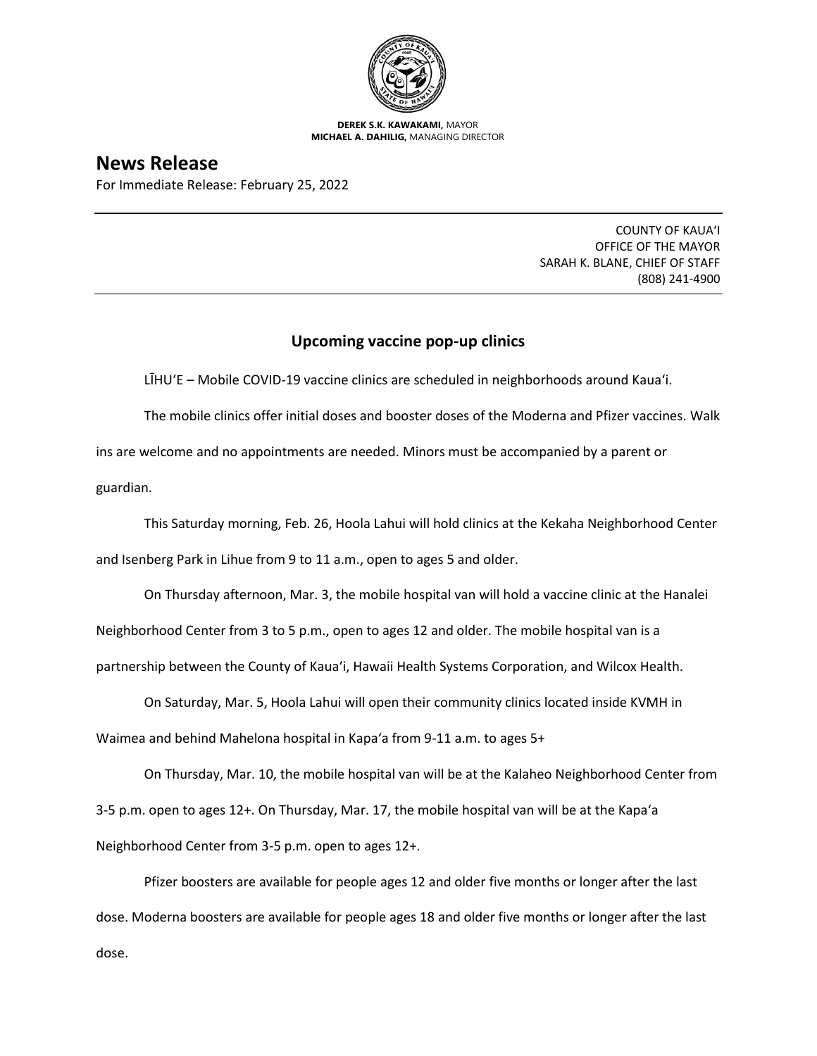**DEREK S.K. KAWAKAMI,** MAYOR
**MICHAEL A. DAHILIG,** MANAGING DIRECTOR

# News Release

For Immediate Release: February 25, 2022

COUNTY OF KAUAʻI
OFFICE OF THE MAYOR
SARAH K. BLANE, CHIEF OF STAFF
(808) 241-4900

## Upcoming vaccine pop-up clinics

LĪHUʻE – Mobile COVID-19 vaccine clinics are scheduled in neighborhoods around Kauaʻi.

The mobile clinics offer initial doses and booster doses of the Moderna and Pfizer vaccines. Walk ins are welcome and no appointments are needed. Minors must be accompanied by a parent or guardian.

This Saturday morning, Feb. 26, Hoola Lahui will hold clinics at the Kekaha Neighborhood Center and Isenberg Park in Lihue from 9 to 11 a.m., open to ages 5 and older.

On Thursday afternoon, Mar. 3, the mobile hospital van will hold a vaccine clinic at the Hanalei Neighborhood Center from 3 to 5 p.m., open to ages 12 and older. The mobile hospital van is a partnership between the County of Kauaʻi, Hawaii Health Systems Corporation, and Wilcox Health.

On Saturday, Mar. 5, Hoola Lahui will open their community clinics located inside KVMH in Waimea and behind Mahelona hospital in Kapaʻa from 9-11 a.m. to ages 5+

On Thursday, Mar. 10, the mobile hospital van will be at the Kalaheo Neighborhood Center from 3-5 p.m. open to ages 12+. On Thursday, Mar. 17, the mobile hospital van will be at the Kapaʻa Neighborhood Center from 3-5 p.m. open to ages 12+.

Pfizer boosters are available for people ages 12 and older five months or longer after the last dose. Moderna boosters are available for people ages 18 and older five months or longer after the last dose.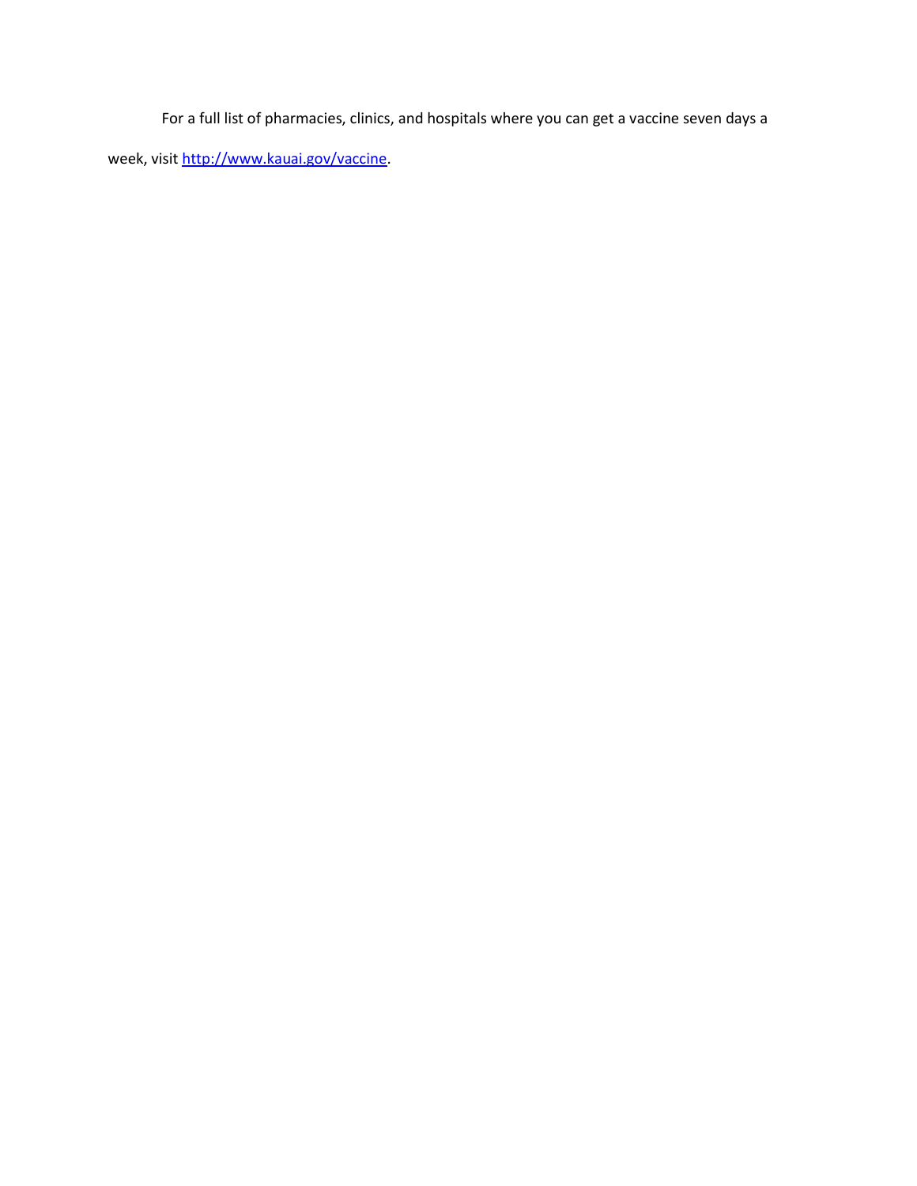For a full list of pharmacies, clinics, and hospitals where you can get a vaccine seven days a week, visit [http://www.kauai.gov/vaccine](http://www.kauai.gov/vaccine).